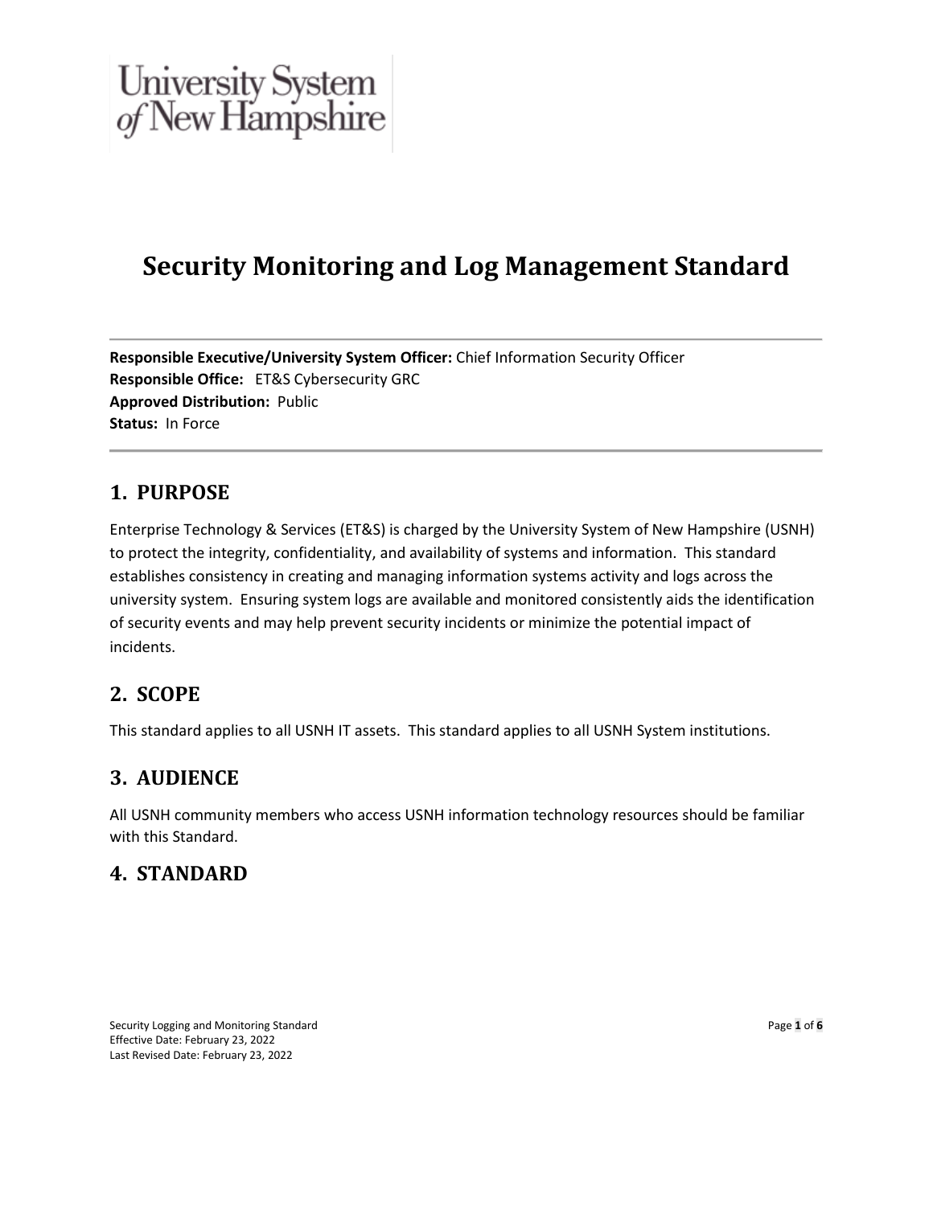University System of New Hampshire

# Security Monitoring and Log Management Standard

**Responsible Executive/University System Officer:** Chief Information Security Officer
**Responsible Office:** ET&S Cybersecurity GRC
**Approved Distribution:** Public
**Status:** In Force

## 1. PURPOSE

Enterprise Technology & Services (ET&S) is charged by the University System of New Hampshire (USNH) to protect the integrity, confidentiality, and availability of systems and information. This standard establishes consistency in creating and managing information systems activity and logs across the university system. Ensuring system logs are available and monitored consistently aids the identification of security events and may help prevent security incidents or minimize the potential impact of incidents.

## 2. SCOPE

This standard applies to all USNH IT assets. This standard applies to all USNH System institutions.

## 3. AUDIENCE

All USNH community members who access USNH information technology resources should be familiar with this Standard.

## 4. STANDARD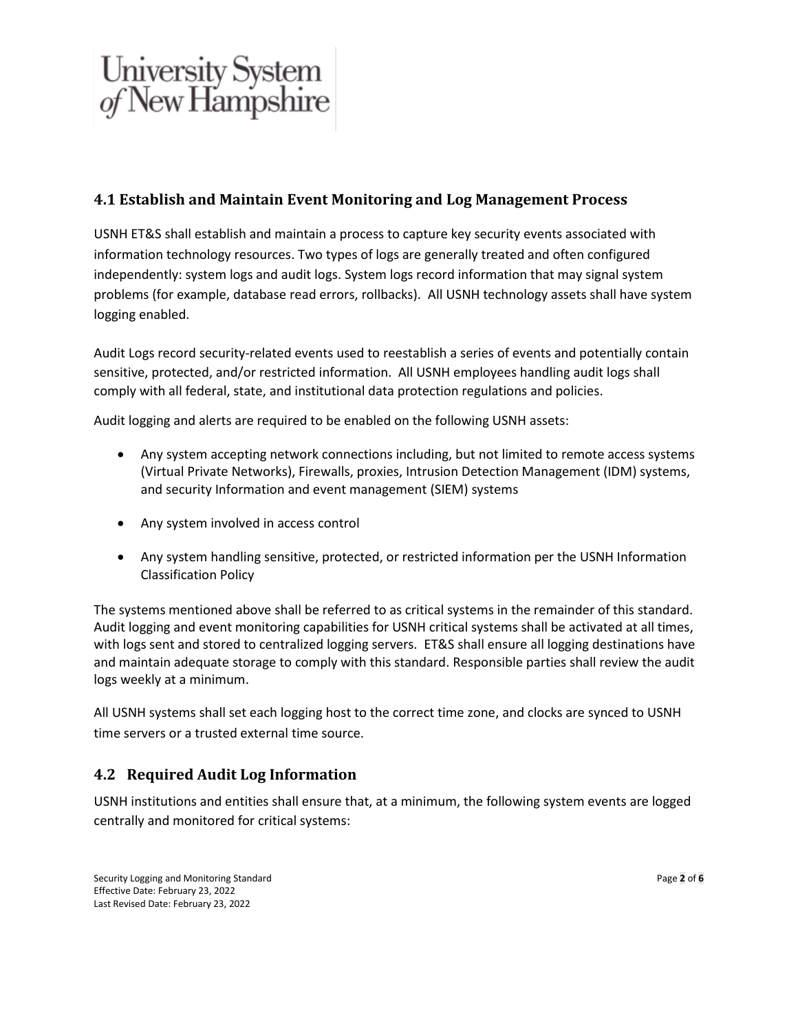## 4.1 Establish and Maintain Event Monitoring and Log Management Process

USNH ET&S shall establish and maintain a process to capture key security events associated with information technology resources. Two types of logs are generally treated and often configured independently: system logs and audit logs. System logs record information that may signal system problems (for example, database read errors, rollbacks). All USNH technology assets shall have system logging enabled.

Audit Logs record security-related events used to reestablish a series of events and potentially contain sensitive, protected, and/or restricted information. All USNH employees handling audit logs shall comply with all federal, state, and institutional data protection regulations and policies.

Audit logging and alerts are required to be enabled on the following USNH assets:

- Any system accepting network connections including, but not limited to remote access systems (Virtual Private Networks), Firewalls, proxies, Intrusion Detection Management (IDM) systems, and security Information and event management (SIEM) systems
- Any system involved in access control
- Any system handling sensitive, protected, or restricted information per the USNH Information Classification Policy

The systems mentioned above shall be referred to as critical systems in the remainder of this standard. Audit logging and event monitoring capabilities for USNH critical systems shall be activated at all times, with logs sent and stored to centralized logging servers. ET&S shall ensure all logging destinations have and maintain adequate storage to comply with this standard. Responsible parties shall review the audit logs weekly at a minimum.

All USNH systems shall set each logging host to the correct time zone, and clocks are synced to USNH time servers or a trusted external time source.

## 4.2 Required Audit Log Information

USNH institutions and entities shall ensure that, at a minimum, the following system events are logged centrally and monitored for critical systems: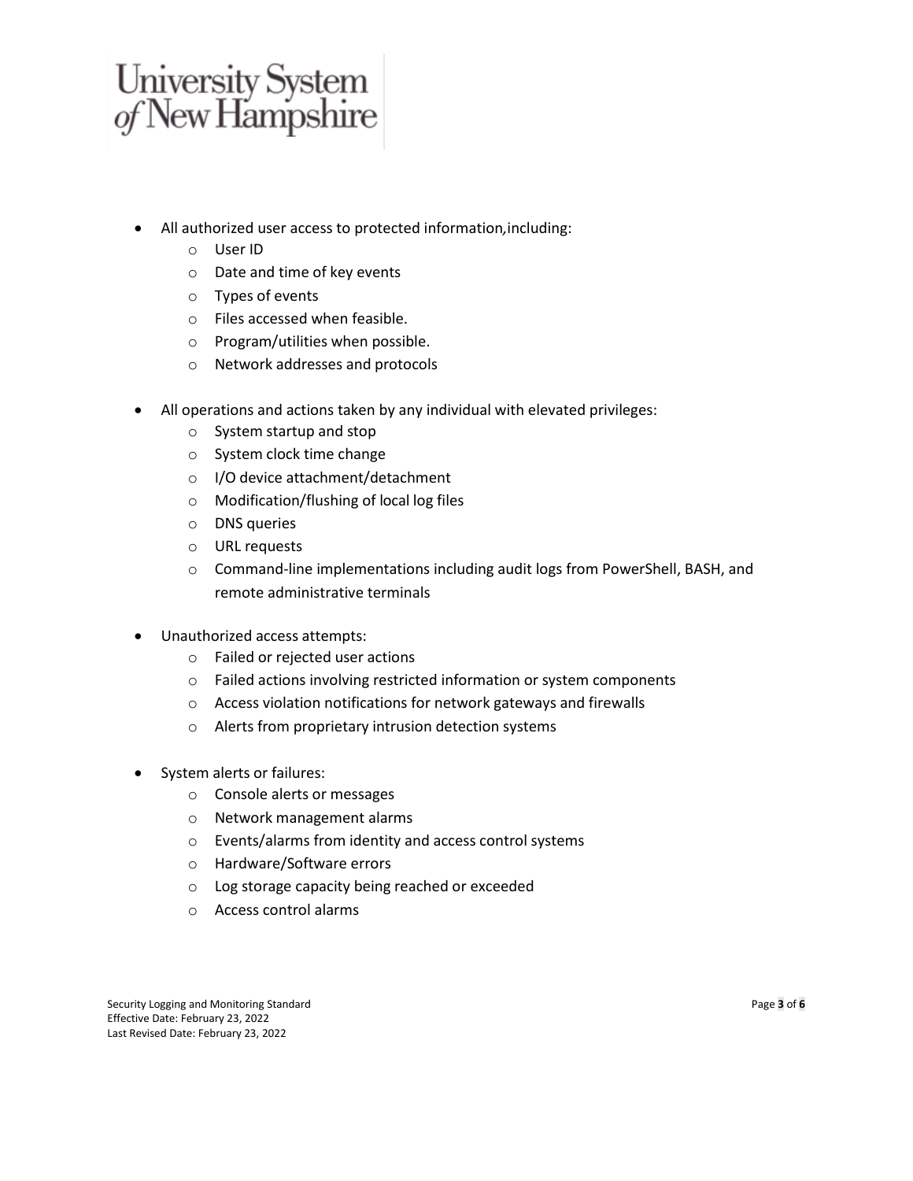- All authorized user access to protected information,including:
    - User ID
    - Date and time of key events
    - Types of events
    - Files accessed when feasible.
    - Program/utilities when possible.
    - Network addresses and protocols

- All operations and actions taken by any individual with elevated privileges:
    - System startup and stop
    - System clock time change
    - I/O device attachment/detachment
    - Modification/flushing of local log files
    - DNS queries
    - URL requests
    - Command-line implementations including audit logs from PowerShell, BASH, and remote administrative terminals

- Unauthorized access attempts:
    - Failed or rejected user actions
    - Failed actions involving restricted information or system components
    - Access violation notifications for network gateways and firewalls
    - Alerts from proprietary intrusion detection systems

- System alerts or failures:
    - Console alerts or messages
    - Network management alarms
    - Events/alarms from identity and access control systems
    - Hardware/Software errors
    - Log storage capacity being reached or exceeded
    - Access control alarms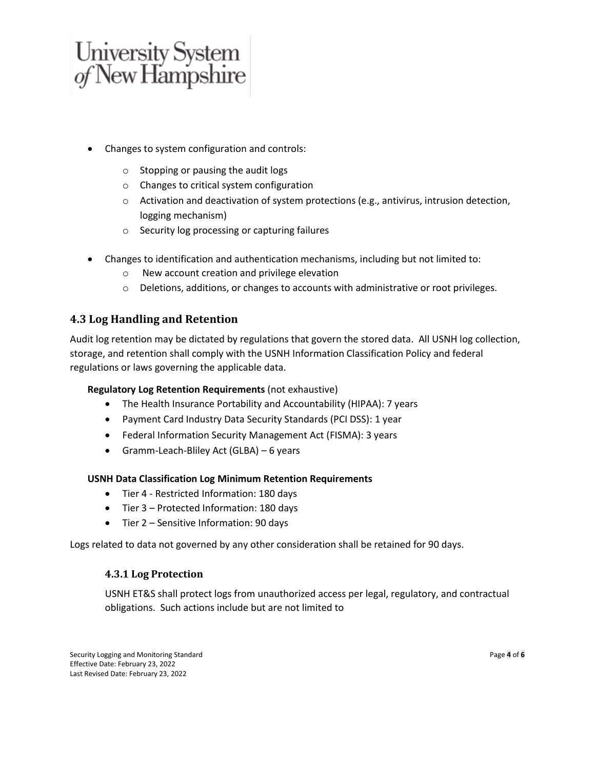- Changes to system configuration and controls:
  - Stopping or pausing the audit logs
  - Changes to critical system configuration
  - Activation and deactivation of system protections (e.g., antivirus, intrusion detection, logging mechanism)
  - Security log processing or capturing failures

- Changes to identification and authentication mechanisms, including but not limited to:
  - New account creation and privilege elevation
  - Deletions, additions, or changes to accounts with administrative or root privileges.

## 4.3 Log Handling and Retention

Audit log retention may be dictated by regulations that govern the stored data. All USNH log collection, storage, and retention shall comply with the USNH Information Classification Policy and federal regulations or laws governing the applicable data.

**Regulatory Log Retention Requirements** (not exhaustive)

- The Health Insurance Portability and Accountability (HIPAA): 7 years
- Payment Card Industry Data Security Standards (PCI DSS): 1 year
- Federal Information Security Management Act (FISMA): 3 years
- Gramm-Leach-Bliley Act (GLBA) – 6 years

**USNH Data Classification Log Minimum Retention Requirements**

- Tier 4 - Restricted Information: 180 days
- Tier 3 – Protected Information: 180 days
- Tier 2 – Sensitive Information: 90 days

Logs related to data not governed by any other consideration shall be retained for 90 days.

### 4.3.1 Log Protection

USNH ET&S shall protect logs from unauthorized access per legal, regulatory, and contractual obligations. Such actions include but are not limited to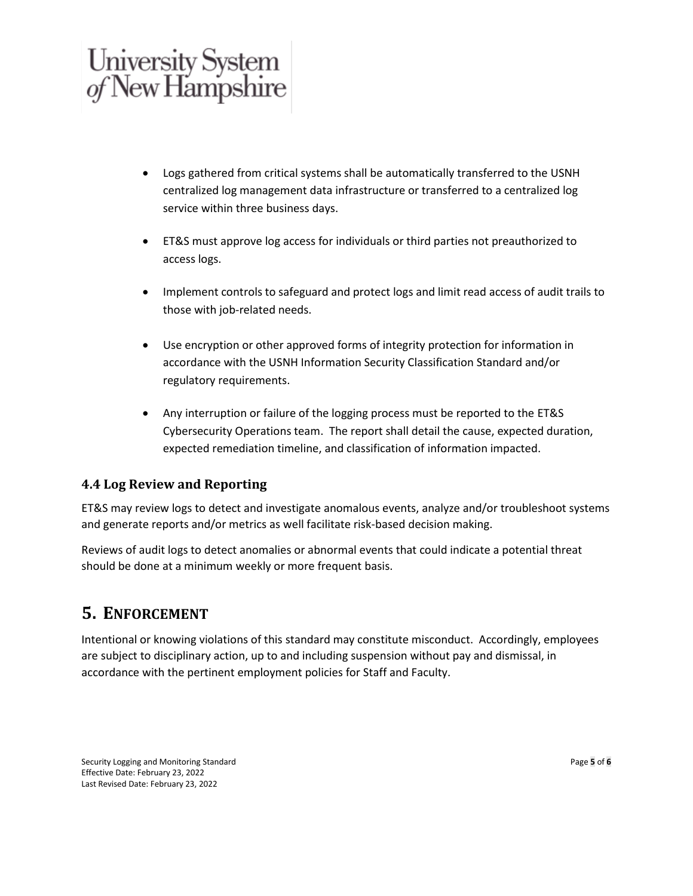- Logs gathered from critical systems shall be automatically transferred to the USNH centralized log management data infrastructure or transferred to a centralized log service within three business days.

- ET&S must approve log access for individuals or third parties not preauthorized to access logs.

- Implement controls to safeguard and protect logs and limit read access of audit trails to those with job-related needs.

- Use encryption or other approved forms of integrity protection for information in accordance with the USNH Information Security Classification Standard and/or regulatory requirements.

- Any interruption or failure of the logging process must be reported to the ET&S Cybersecurity Operations team. The report shall detail the cause, expected duration, expected remediation timeline, and classification of information impacted.

### 4.4 Log Review and Reporting

ET&S may review logs to detect and investigate anomalous events, analyze and/or troubleshoot systems and generate reports and/or metrics as well facilitate risk-based decision making.

Reviews of audit logs to detect anomalies or abnormal events that could indicate a potential threat should be done at a minimum weekly or more frequent basis.

## 5. Enforcement

Intentional or knowing violations of this standard may constitute misconduct. Accordingly, employees are subject to disciplinary action, up to and including suspension without pay and dismissal, in accordance with the pertinent employment policies for Staff and Faculty.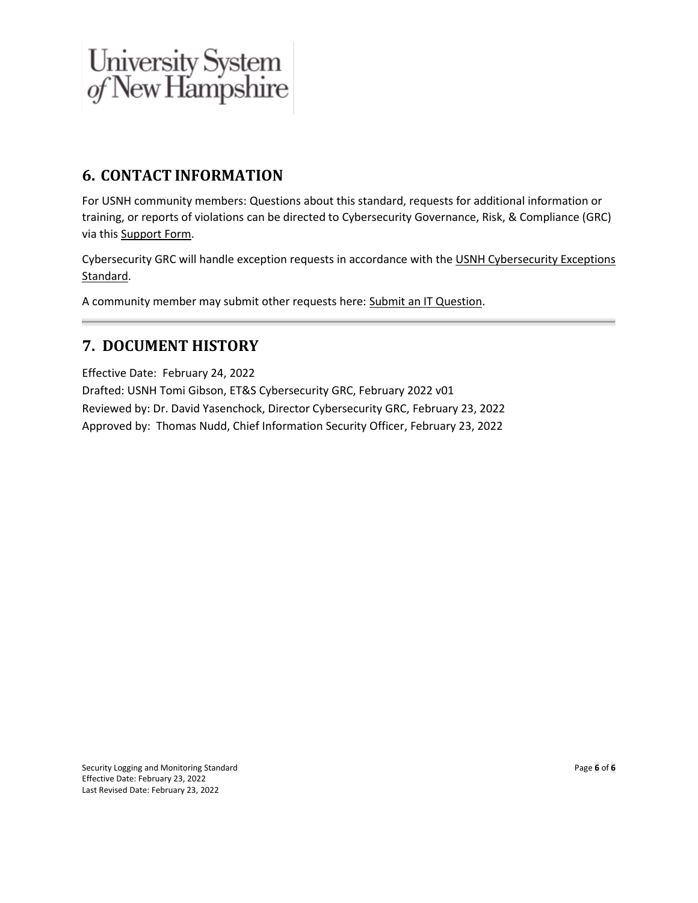## 6. CONTACT INFORMATION

For USNH community members: Questions about this standard, requests for additional information or training, or reports of violations can be directed to Cybersecurity Governance, Risk, & Compliance (GRC) via this Support Form.

Cybersecurity GRC will handle exception requests in accordance with the USNH Cybersecurity Exceptions Standard.

A community member may submit other requests here: Submit an IT Question.

## 7. DOCUMENT HISTORY

Effective Date: February 24, 2022
Drafted: USNH Tomi Gibson, ET&S Cybersecurity GRC, February 2022 v01
Reviewed by: Dr. David Yasenchock, Director Cybersecurity GRC, February 23, 2022
Approved by: Thomas Nudd, Chief Information Security Officer, February 23, 2022